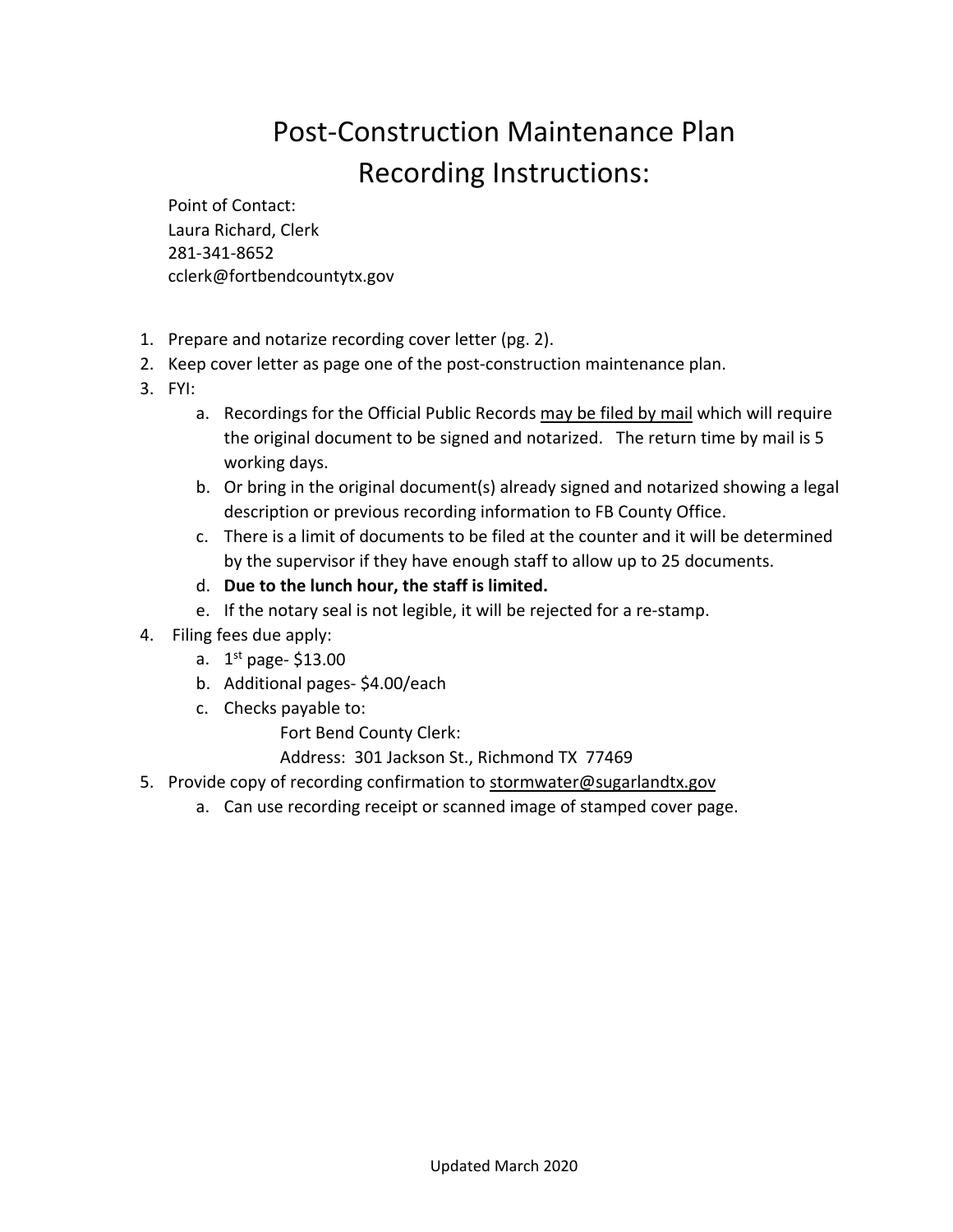# Post-Construction Maintenance Plan Recording Instructions:

Point of Contact:
Laura Richard, Clerk
281-341-8652
cclerk@fortbendcountytx.gov

1. Prepare and notarize recording cover letter (pg. 2).
2. Keep cover letter as page one of the post-construction maintenance plan.
3. FYI:
   a. Recordings for the Official Public Records may be filed by mail which will require the original document to be signed and notarized. The return time by mail is 5 working days.
   b. Or bring in the original document(s) already signed and notarized showing a legal description or previous recording information to FB County Office.
   c. There is a limit of documents to be filed at the counter and it will be determined by the supervisor if they have enough staff to allow up to 25 documents.
   d. **Due to the lunch hour, the staff is limited.**
   e. If the notary seal is not legible, it will be rejected for a re-stamp.
4. Filing fees due apply:
   a. 1st page- $13.00
   b. Additional pages- $4.00/each
   c. Checks payable to:
      Fort Bend County Clerk:
      Address: 301 Jackson St., Richmond TX 77469
5. Provide copy of recording confirmation to stormwater@sugarlandtx.gov
   a. Can use recording receipt or scanned image of stamped cover page.

Updated March 2020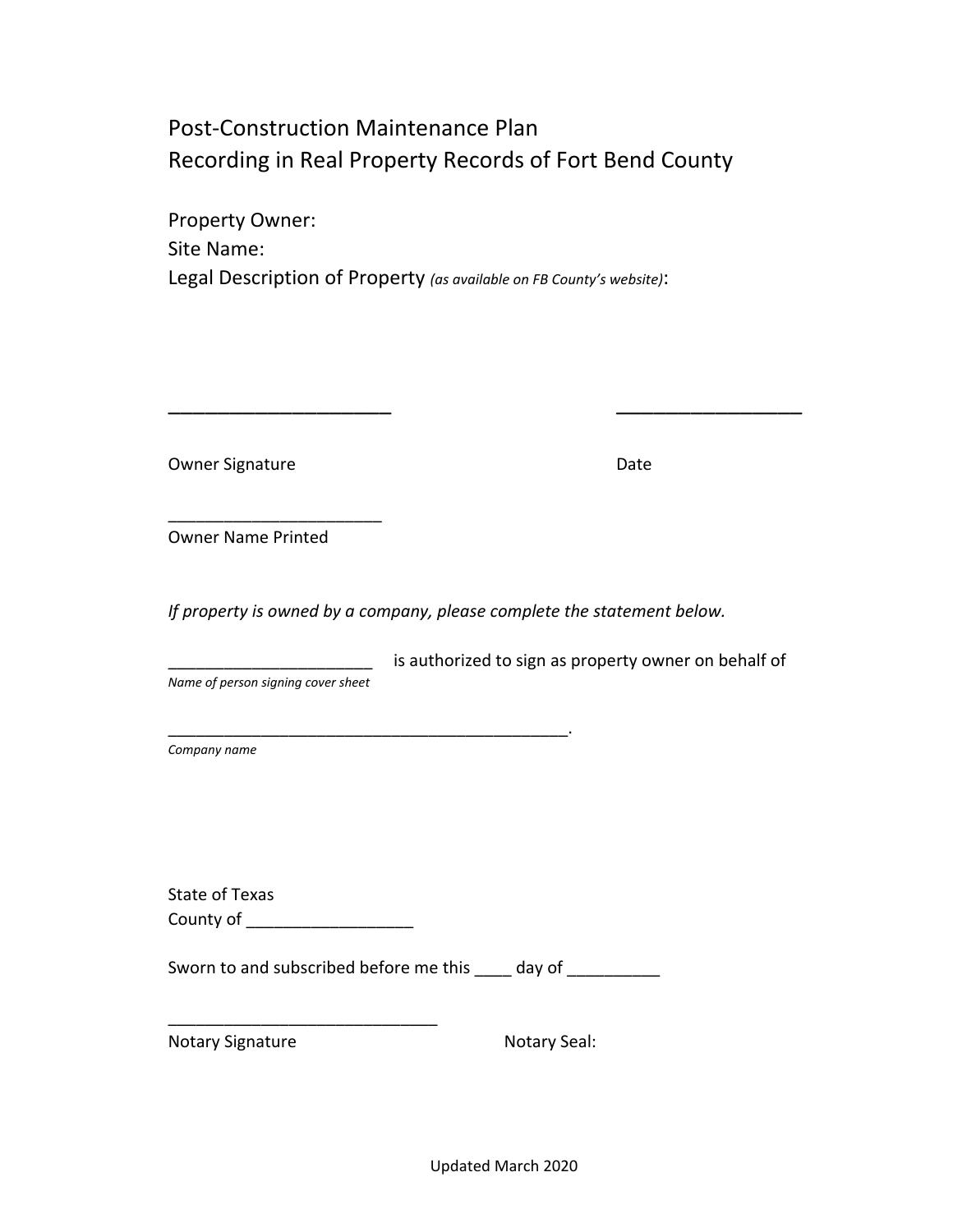# Post-Construction Maintenance Plan
# Recording in Real Property Records of Fort Bend County

Property Owner:

Site Name:

Legal Description of Property *(as available on FB County's website)*:

______________________ ___________________

Owner Signature Date

_______________________

Owner Name Printed

*If property is owned by a company, please complete the statement below.*

______________________ is authorized to sign as property owner on behalf of

*Name of person signing cover sheet*

____________________________________________.

*Company name*

State of Texas

County of __________________

Sworn to and subscribed before me this ____ day of __________

_____________________________

Notary Signature Notary Seal:

Updated March 2020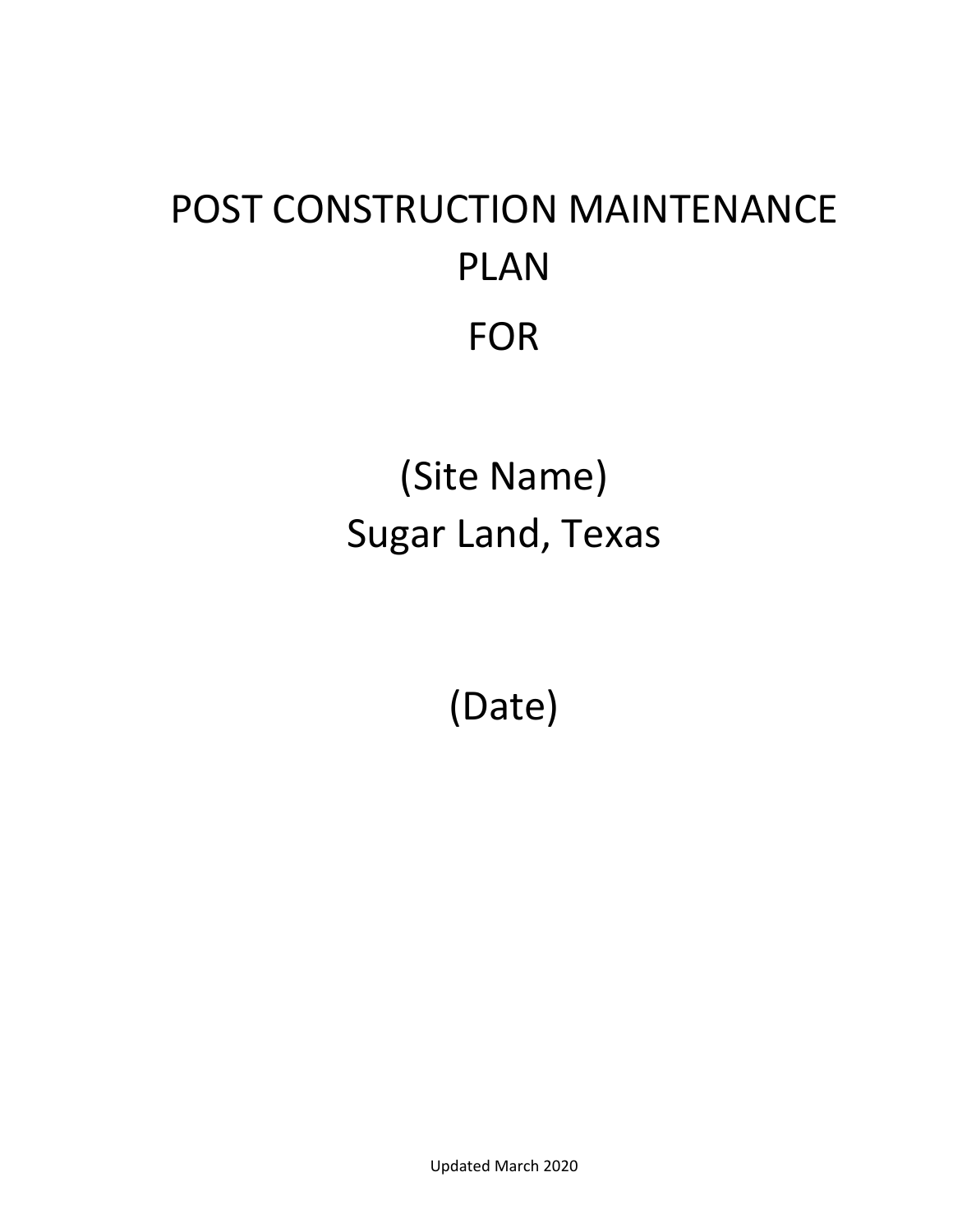# POST CONSTRUCTION MAINTENANCE PLAN

# FOR

## (Site Name)
## Sugar Land, Texas

## (Date)

Updated March 2020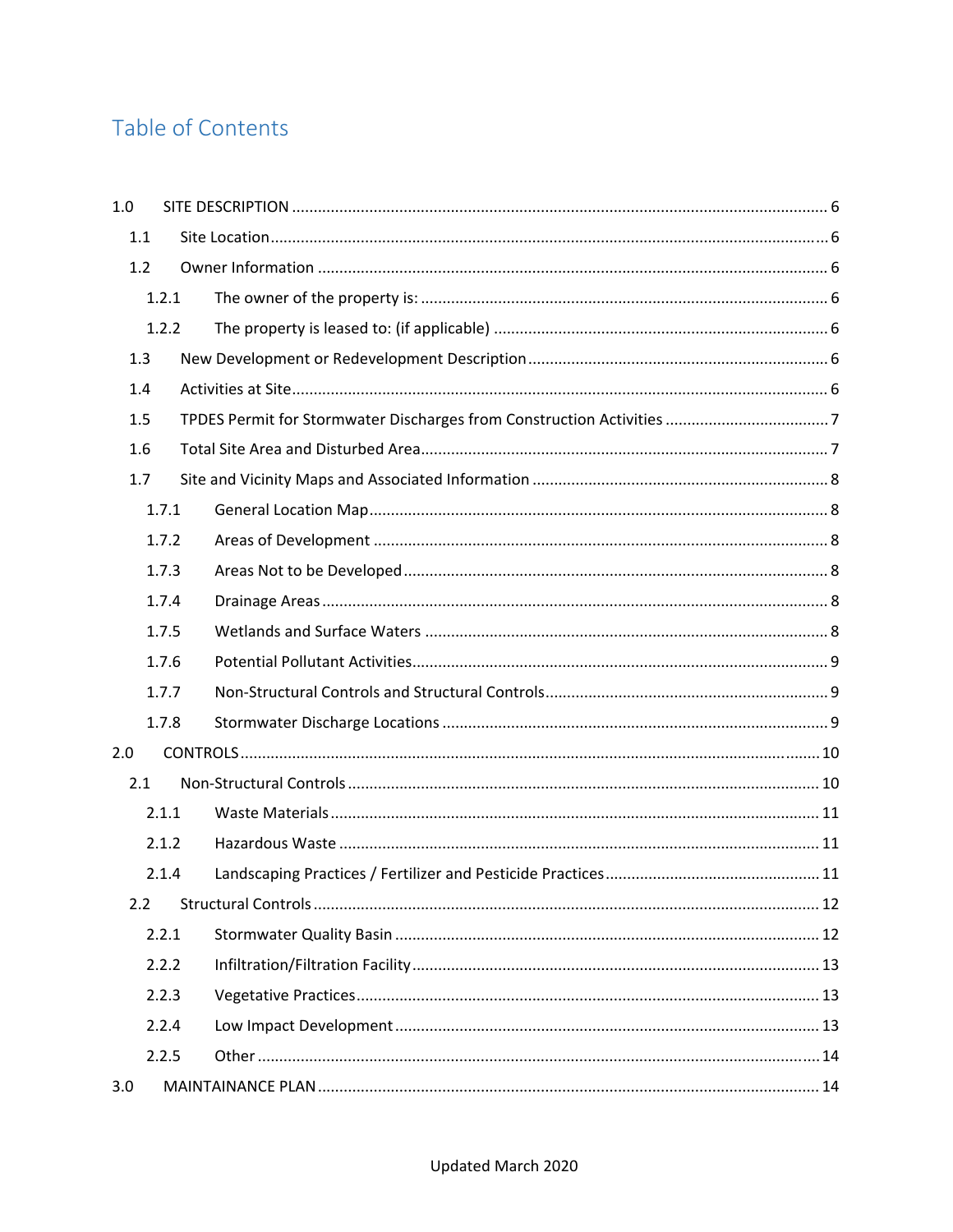# Table of Contents

- 1.0 SITE DESCRIPTION ........ 6
  - 1.1 Site Location ........ 6
  - 1.2 Owner Information ........ 6
    - 1.2.1 The owner of the property is: ........ 6
    - 1.2.2 The property is leased to: (if applicable) ........ 6
  - 1.3 New Development or Redevelopment Description ........ 6
  - 1.4 Activities at Site ........ 6
  - 1.5 TPDES Permit for Stormwater Discharges from Construction Activities ........ 7
  - 1.6 Total Site Area and Disturbed Area ........ 7
  - 1.7 Site and Vicinity Maps and Associated Information ........ 8
    - 1.7.1 General Location Map ........ 8
    - 1.7.2 Areas of Development ........ 8
    - 1.7.3 Areas Not to be Developed ........ 8
    - 1.7.4 Drainage Areas ........ 8
    - 1.7.5 Wetlands and Surface Waters ........ 8
    - 1.7.6 Potential Pollutant Activities ........ 9
    - 1.7.7 Non-Structural Controls and Structural Controls ........ 9
    - 1.7.8 Stormwater Discharge Locations ........ 9
- 2.0 CONTROLS ........ 10
  - 2.1 Non-Structural Controls ........ 10
    - 2.1.1 Waste Materials ........ 11
    - 2.1.2 Hazardous Waste ........ 11
    - 2.1.4 Landscaping Practices / Fertilizer and Pesticide Practices ........ 11
  - 2.2 Structural Controls ........ 12
    - 2.2.1 Stormwater Quality Basin ........ 12
    - 2.2.2 Infiltration/Filtration Facility ........ 13
    - 2.2.3 Vegetative Practices ........ 13
    - 2.2.4 Low Impact Development ........ 13
    - 2.2.5 Other ........ 14
- 3.0 MAINTAINANCE PLAN ........ 14

Updated March 2020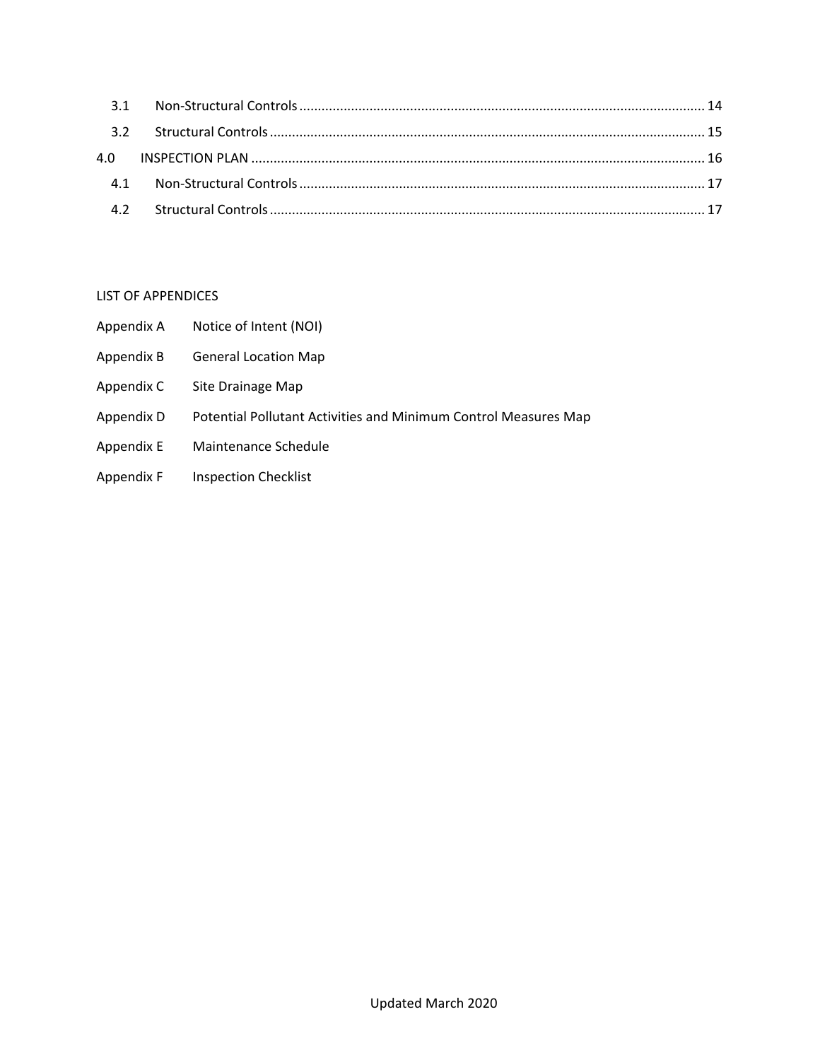| | | |
|---|---|---|
| 3.1 | Non-Structural Controls | 14 |
| 3.2 | Structural Controls | 15 |
| 4.0 | INSPECTION PLAN | 16 |
| 4.1 | Non-Structural Controls | 17 |
| 4.2 | Structural Controls | 17 |

LIST OF APPENDICES

| | |
|---|---|
| Appendix A | Notice of Intent (NOI) |
| Appendix B | General Location Map |
| Appendix C | Site Drainage Map |
| Appendix D | Potential Pollutant Activities and Minimum Control Measures Map |
| Appendix E | Maintenance Schedule |
| Appendix F | Inspection Checklist |

Updated March 2020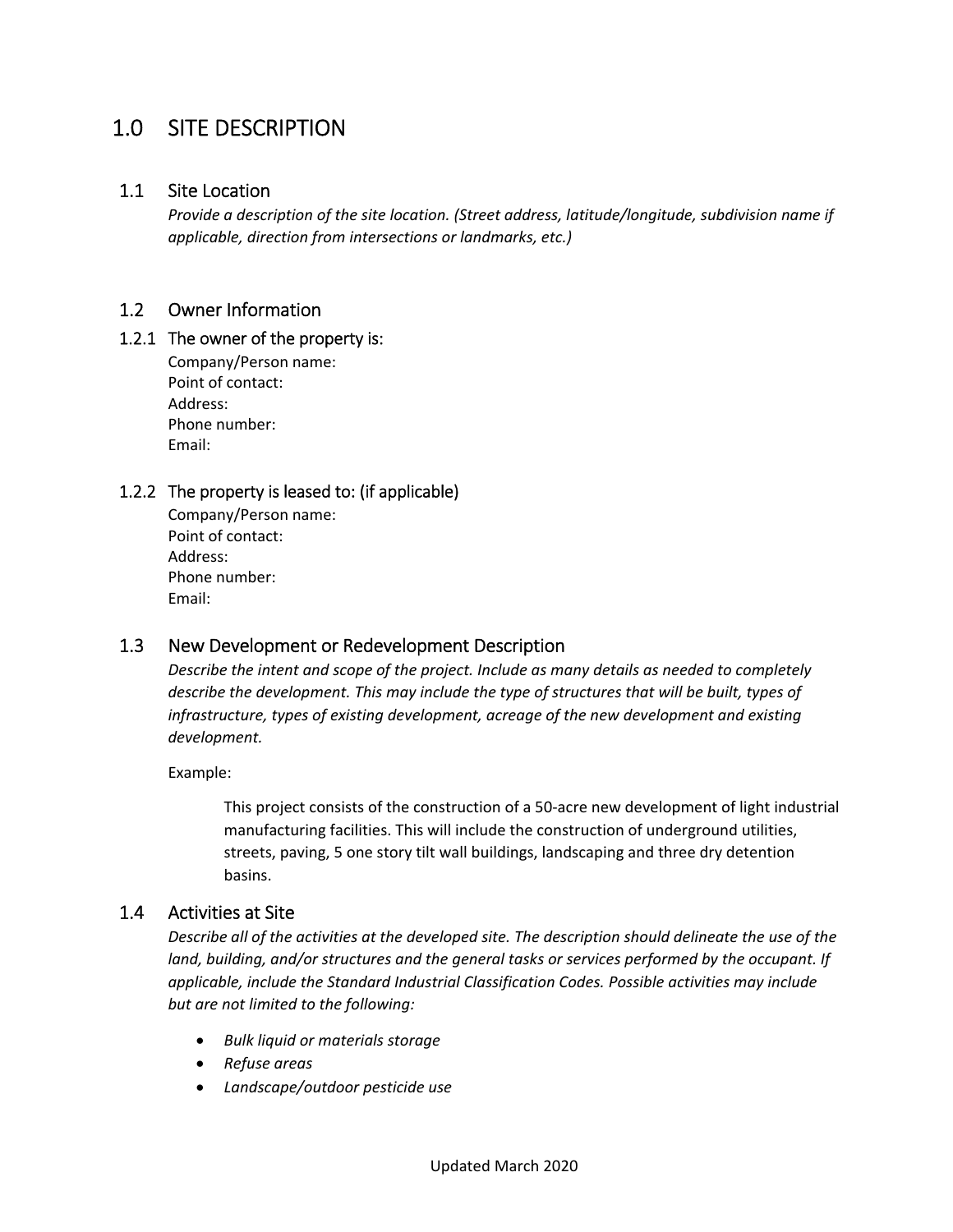# 1.0 SITE DESCRIPTION

## 1.1 Site Location

*Provide a description of the site location. (Street address, latitude/longitude, subdivision name if applicable, direction from intersections or landmarks, etc.)*

## 1.2 Owner Information

### 1.2.1 The owner of the property is:

Company/Person name:
Point of contact:
Address:
Phone number:
Email:

### 1.2.2 The property is leased to: (if applicable)

Company/Person name:
Point of contact:
Address:
Phone number:
Email:

## 1.3 New Development or Redevelopment Description

*Describe the intent and scope of the project. Include as many details as needed to completely describe the development. This may include the type of structures that will be built, types of infrastructure, types of existing development, acreage of the new development and existing development.*

Example:

> This project consists of the construction of a 50-acre new development of light industrial manufacturing facilities. This will include the construction of underground utilities, streets, paving, 5 one story tilt wall buildings, landscaping and three dry detention basins.

## 1.4 Activities at Site

*Describe all of the activities at the developed site. The description should delineate the use of the land, building, and/or structures and the general tasks or services performed by the occupant. If applicable, include the Standard Industrial Classification Codes. Possible activities may include but are not limited to the following:*

- *Bulk liquid or materials storage*
- *Refuse areas*
- *Landscape/outdoor pesticide use*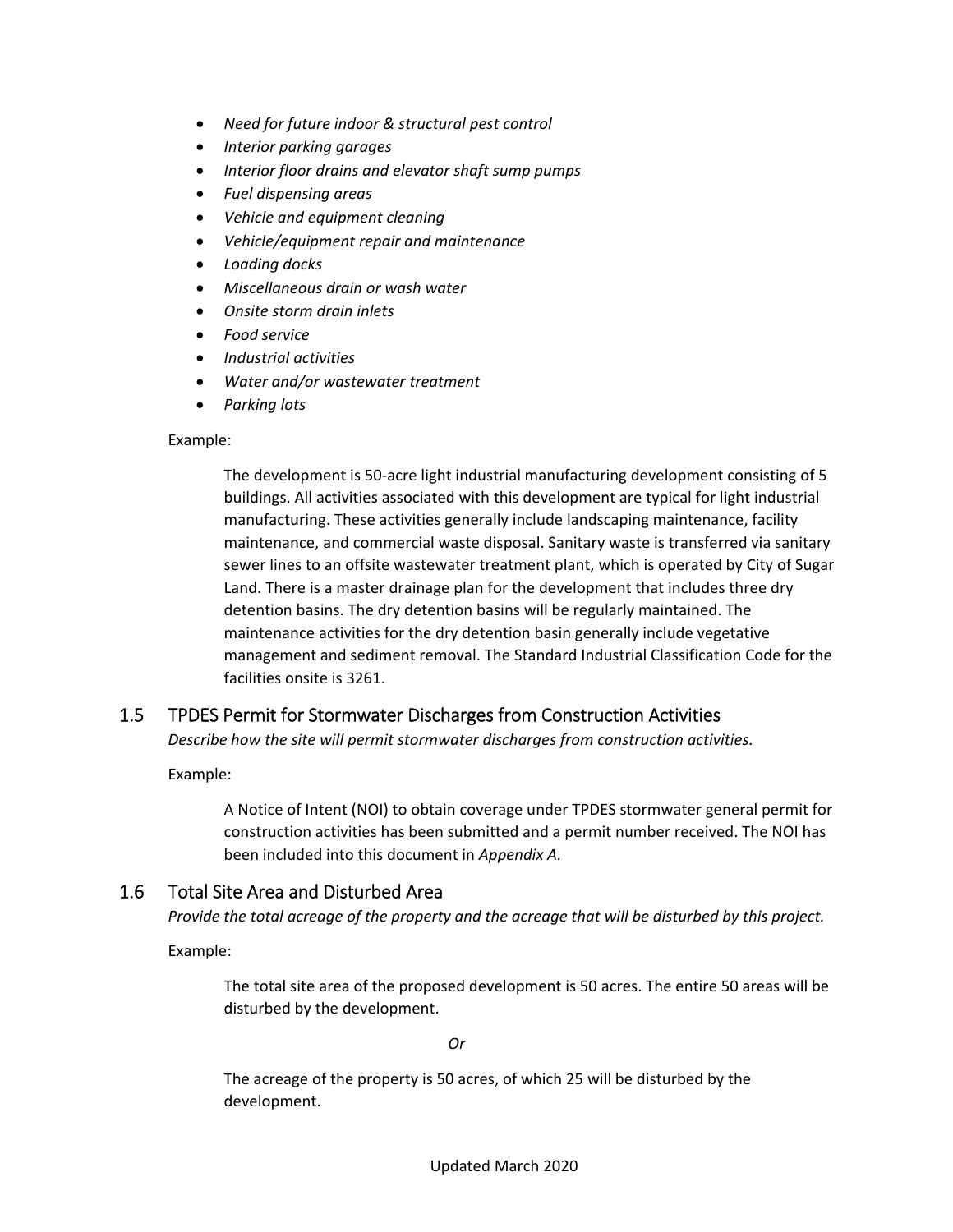- *Need for future indoor & structural pest control*
- *Interior parking garages*
- *Interior floor drains and elevator shaft sump pumps*
- *Fuel dispensing areas*
- *Vehicle and equipment cleaning*
- *Vehicle/equipment repair and maintenance*
- *Loading docks*
- *Miscellaneous drain or wash water*
- *Onsite storm drain inlets*
- *Food service*
- *Industrial activities*
- *Water and/or wastewater treatment*
- *Parking lots*

Example:

> The development is 50-acre light industrial manufacturing development consisting of 5 buildings. All activities associated with this development are typical for light industrial manufacturing. These activities generally include landscaping maintenance, facility maintenance, and commercial waste disposal. Sanitary waste is transferred via sanitary sewer lines to an offsite wastewater treatment plant, which is operated by City of Sugar Land. There is a master drainage plan for the development that includes three dry detention basins. The dry detention basins will be regularly maintained. The maintenance activities for the dry detention basin generally include vegetative management and sediment removal. The Standard Industrial Classification Code for the facilities onsite is 3261.

## 1.5 TPDES Permit for Stormwater Discharges from Construction Activities

*Describe how the site will permit stormwater discharges from construction activities.*

Example:

> A Notice of Intent (NOI) to obtain coverage under TPDES stormwater general permit for construction activities has been submitted and a permit number received. The NOI has been included into this document in *Appendix A.*

## 1.6 Total Site Area and Disturbed Area

*Provide the total acreage of the property and the acreage that will be disturbed by this project.*

Example:

> The total site area of the proposed development is 50 acres. The entire 50 areas will be disturbed by the development.
>
> *Or*
>
> The acreage of the property is 50 acres, of which 25 will be disturbed by the development.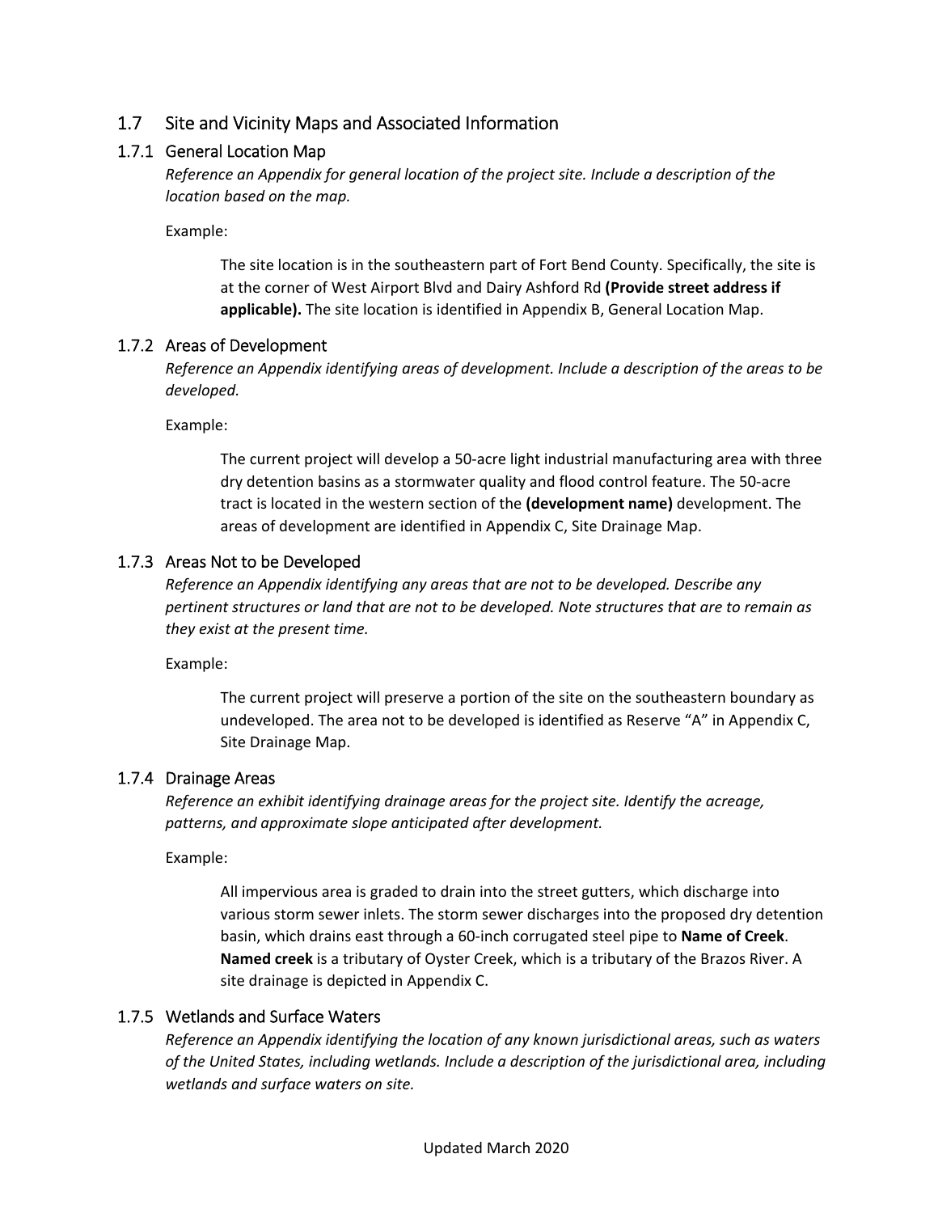## 1.7 Site and Vicinity Maps and Associated Information

### 1.7.1 General Location Map

*Reference an Appendix for general location of the project site. Include a description of the location based on the map.*

Example:

> The site location is in the southeastern part of Fort Bend County. Specifically, the site is at the corner of West Airport Blvd and Dairy Ashford Rd **(Provide street address if applicable).** The site location is identified in Appendix B, General Location Map.

### 1.7.2 Areas of Development

*Reference an Appendix identifying areas of development. Include a description of the areas to be developed.*

Example:

> The current project will develop a 50-acre light industrial manufacturing area with three dry detention basins as a stormwater quality and flood control feature. The 50-acre tract is located in the western section of the **(development name)** development. The areas of development are identified in Appendix C, Site Drainage Map.

### 1.7.3 Areas Not to be Developed

*Reference an Appendix identifying any areas that are not to be developed. Describe any pertinent structures or land that are not to be developed. Note structures that are to remain as they exist at the present time.*

Example:

> The current project will preserve a portion of the site on the southeastern boundary as undeveloped. The area not to be developed is identified as Reserve "A" in Appendix C, Site Drainage Map.

### 1.7.4 Drainage Areas

*Reference an exhibit identifying drainage areas for the project site. Identify the acreage, patterns, and approximate slope anticipated after development.*

Example:

> All impervious area is graded to drain into the street gutters, which discharge into various storm sewer inlets. The storm sewer discharges into the proposed dry detention basin, which drains east through a 60-inch corrugated steel pipe to **Name of Creek**. **Named creek** is a tributary of Oyster Creek, which is a tributary of the Brazos River. A site drainage is depicted in Appendix C.

### 1.7.5 Wetlands and Surface Waters

*Reference an Appendix identifying the location of any known jurisdictional areas, such as waters of the United States, including wetlands. Include a description of the jurisdictional area, including wetlands and surface waters on site.*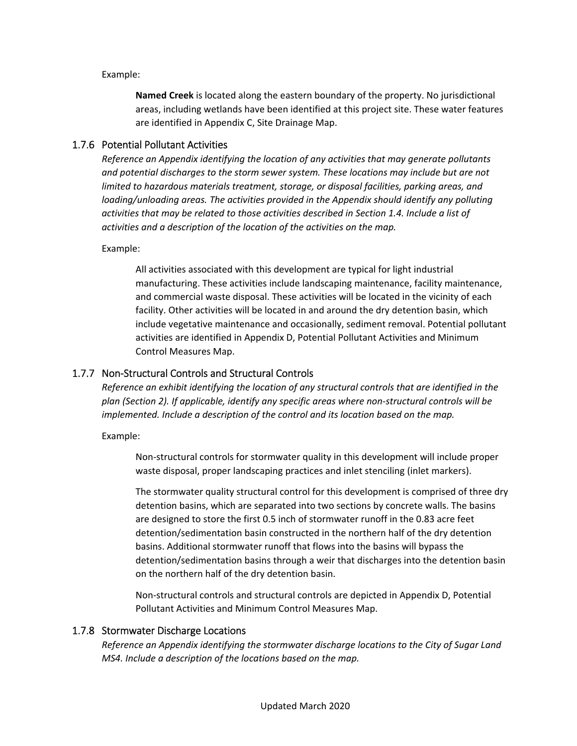Example:

> **Named Creek** is located along the eastern boundary of the property. No jurisdictional areas, including wetlands have been identified at this project site. These water features are identified in Appendix C, Site Drainage Map.

### 1.7.6 Potential Pollutant Activities

*Reference an Appendix identifying the location of any activities that may generate pollutants and potential discharges to the storm sewer system. These locations may include but are not limited to hazardous materials treatment, storage, or disposal facilities, parking areas, and loading/unloading areas. The activities provided in the Appendix should identify any polluting activities that may be related to those activities described in Section 1.4. Include a list of activities and a description of the location of the activities on the map.*

Example:

> All activities associated with this development are typical for light industrial manufacturing. These activities include landscaping maintenance, facility maintenance, and commercial waste disposal. These activities will be located in the vicinity of each facility. Other activities will be located in and around the dry detention basin, which include vegetative maintenance and occasionally, sediment removal. Potential pollutant activities are identified in Appendix D, Potential Pollutant Activities and Minimum Control Measures Map.

### 1.7.7 Non-Structural Controls and Structural Controls

*Reference an exhibit identifying the location of any structural controls that are identified in the plan (Section 2). If applicable, identify any specific areas where non-structural controls will be implemented. Include a description of the control and its location based on the map.*

Example:

> Non-structural controls for stormwater quality in this development will include proper waste disposal, proper landscaping practices and inlet stenciling (inlet markers).
>
> The stormwater quality structural control for this development is comprised of three dry detention basins, which are separated into two sections by concrete walls. The basins are designed to store the first 0.5 inch of stormwater runoff in the 0.83 acre feet detention/sedimentation basin constructed in the northern half of the dry detention basins. Additional stormwater runoff that flows into the basins will bypass the detention/sedimentation basins through a weir that discharges into the detention basin on the northern half of the dry detention basin.
>
> Non-structural controls and structural controls are depicted in Appendix D, Potential Pollutant Activities and Minimum Control Measures Map.

### 1.7.8 Stormwater Discharge Locations

*Reference an Appendix identifying the stormwater discharge locations to the City of Sugar Land MS4. Include a description of the locations based on the map.*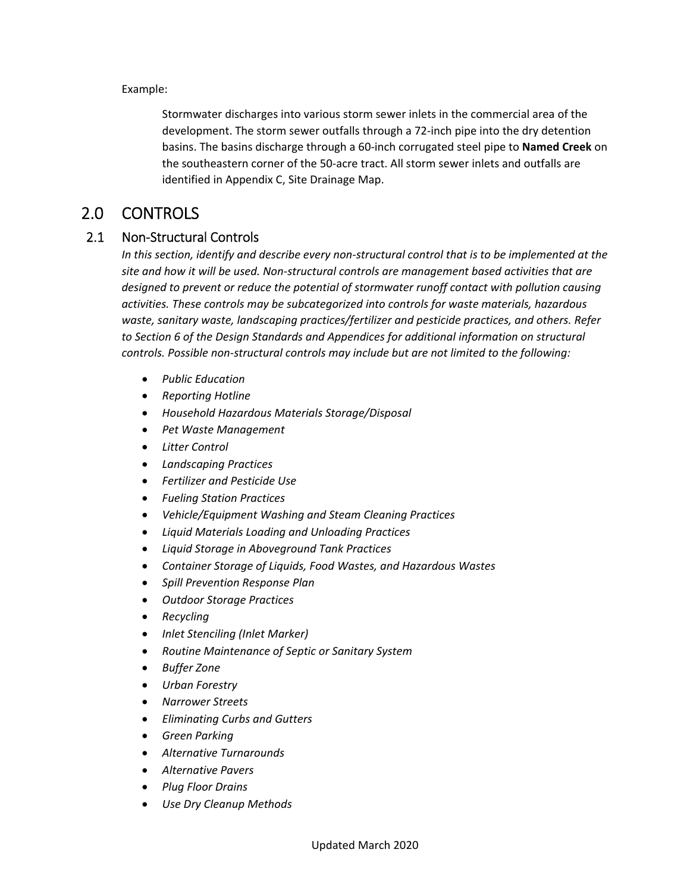Example:

> Stormwater discharges into various storm sewer inlets in the commercial area of the development. The storm sewer outfalls through a 72-inch pipe into the dry detention basins. The basins discharge through a 60-inch corrugated steel pipe to **Named Creek** on the southeastern corner of the 50-acre tract. All storm sewer inlets and outfalls are identified in Appendix C, Site Drainage Map.

# 2.0 CONTROLS

## 2.1 Non-Structural Controls

*In this section, identify and describe every non-structural control that is to be implemented at the site and how it will be used. Non-structural controls are management based activities that are designed to prevent or reduce the potential of stormwater runoff contact with pollution causing activities. These controls may be subcategorized into controls for waste materials, hazardous waste, sanitary waste, landscaping practices/fertilizer and pesticide practices, and others. Refer to Section 6 of the Design Standards and Appendices for additional information on structural controls. Possible non-structural controls may include but are not limited to the following:*

- *Public Education*
- *Reporting Hotline*
- *Household Hazardous Materials Storage/Disposal*
- *Pet Waste Management*
- *Litter Control*
- *Landscaping Practices*
- *Fertilizer and Pesticide Use*
- *Fueling Station Practices*
- *Vehicle/Equipment Washing and Steam Cleaning Practices*
- *Liquid Materials Loading and Unloading Practices*
- *Liquid Storage in Aboveground Tank Practices*
- *Container Storage of Liquids, Food Wastes, and Hazardous Wastes*
- *Spill Prevention Response Plan*
- *Outdoor Storage Practices*
- *Recycling*
- *Inlet Stenciling (Inlet Marker)*
- *Routine Maintenance of Septic or Sanitary System*
- *Buffer Zone*
- *Urban Forestry*
- *Narrower Streets*
- *Eliminating Curbs and Gutters*
- *Green Parking*
- *Alternative Turnarounds*
- *Alternative Pavers*
- *Plug Floor Drains*
- *Use Dry Cleanup Methods*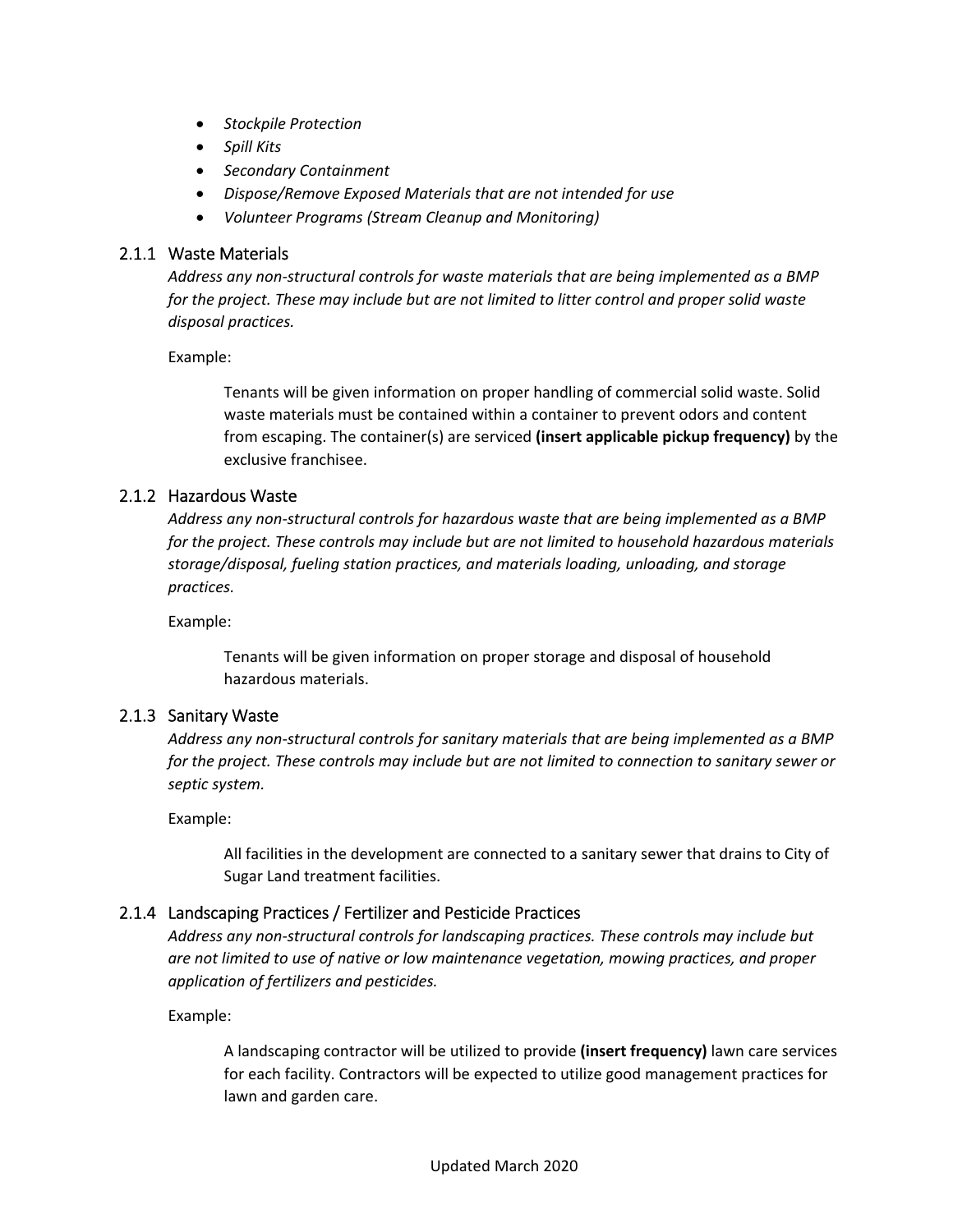- *Stockpile Protection*
- *Spill Kits*
- *Secondary Containment*
- *Dispose/Remove Exposed Materials that are not intended for use*
- *Volunteer Programs (Stream Cleanup and Monitoring)*

### 2.1.1 Waste Materials

*Address any non-structural controls for waste materials that are being implemented as a BMP for the project. These may include but are not limited to litter control and proper solid waste disposal practices.*

Example:

> Tenants will be given information on proper handling of commercial solid waste. Solid waste materials must be contained within a container to prevent odors and content from escaping. The container(s) are serviced **(insert applicable pickup frequency)** by the exclusive franchisee.

### 2.1.2 Hazardous Waste

*Address any non-structural controls for hazardous waste that are being implemented as a BMP for the project. These controls may include but are not limited to household hazardous materials storage/disposal, fueling station practices, and materials loading, unloading, and storage practices.*

Example:

> Tenants will be given information on proper storage and disposal of household hazardous materials.

### 2.1.3 Sanitary Waste

*Address any non-structural controls for sanitary materials that are being implemented as a BMP for the project. These controls may include but are not limited to connection to sanitary sewer or septic system.*

Example:

> All facilities in the development are connected to a sanitary sewer that drains to City of Sugar Land treatment facilities.

### 2.1.4 Landscaping Practices / Fertilizer and Pesticide Practices

*Address any non-structural controls for landscaping practices. These controls may include but are not limited to use of native or low maintenance vegetation, mowing practices, and proper application of fertilizers and pesticides.*

Example:

> A landscaping contractor will be utilized to provide **(insert frequency)** lawn care services for each facility. Contractors will be expected to utilize good management practices for lawn and garden care.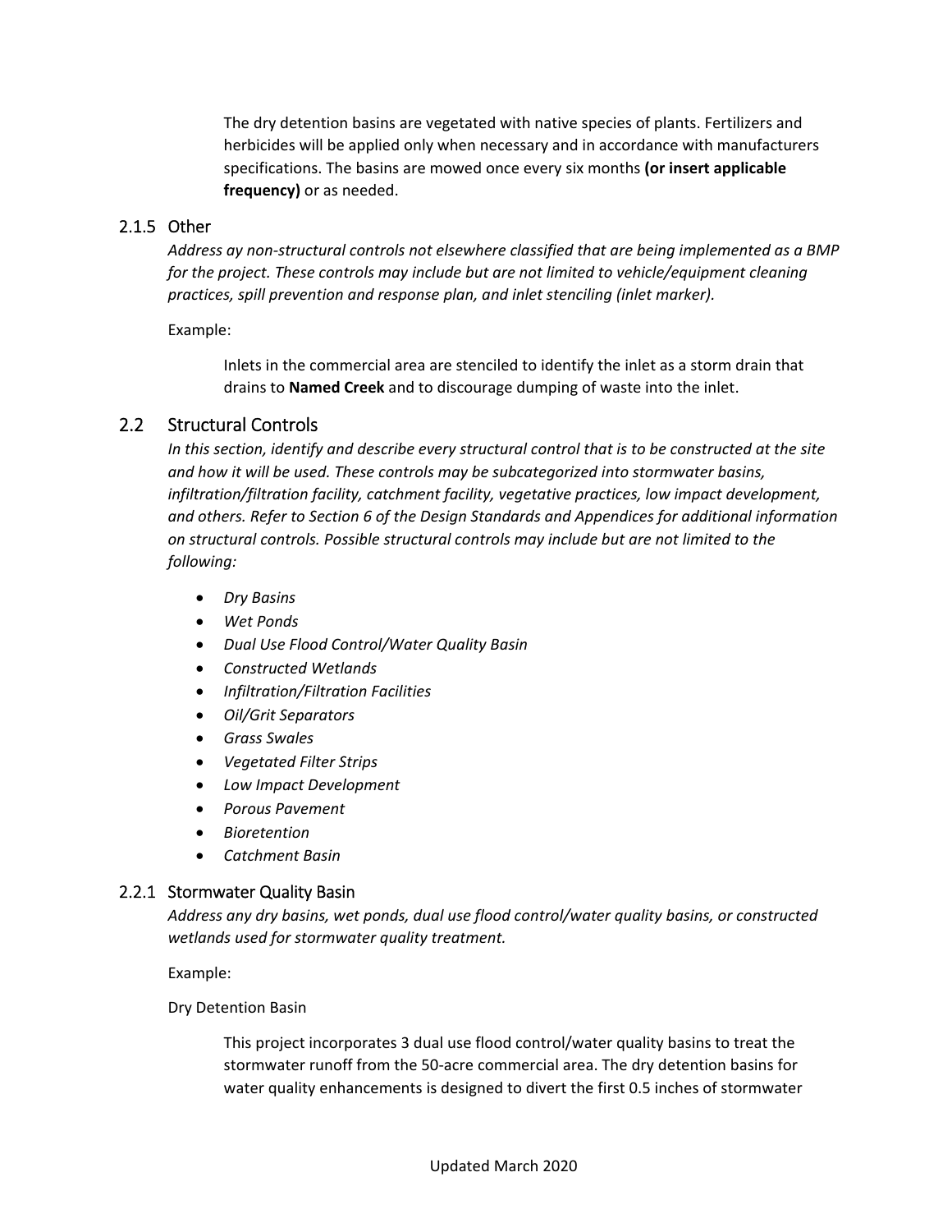The dry detention basins are vegetated with native species of plants. Fertilizers and herbicides will be applied only when necessary and in accordance with manufacturers specifications. The basins are mowed once every six months **(or insert applicable frequency)** or as needed.

### 2.1.5 Other

*Address ay non-structural controls not elsewhere classified that are being implemented as a BMP for the project. These controls may include but are not limited to vehicle/equipment cleaning practices, spill prevention and response plan, and inlet stenciling (inlet marker).*

Example:

Inlets in the commercial area are stenciled to identify the inlet as a storm drain that drains to **Named Creek** and to discourage dumping of waste into the inlet.

## 2.2 Structural Controls

*In this section, identify and describe every structural control that is to be constructed at the site and how it will be used. These controls may be subcategorized into stormwater basins, infiltration/filtration facility, catchment facility, vegetative practices, low impact development, and others. Refer to Section 6 of the Design Standards and Appendices for additional information on structural controls. Possible structural controls may include but are not limited to the following:*

- *Dry Basins*
- *Wet Ponds*
- *Dual Use Flood Control/Water Quality Basin*
- *Constructed Wetlands*
- *Infiltration/Filtration Facilities*
- *Oil/Grit Separators*
- *Grass Swales*
- *Vegetated Filter Strips*
- *Low Impact Development*
- *Porous Pavement*
- *Bioretention*
- *Catchment Basin*

### 2.2.1 Stormwater Quality Basin

*Address any dry basins, wet ponds, dual use flood control/water quality basins, or constructed wetlands used for stormwater quality treatment.*

Example:

Dry Detention Basin

This project incorporates 3 dual use flood control/water quality basins to treat the stormwater runoff from the 50-acre commercial area. The dry detention basins for water quality enhancements is designed to divert the first 0.5 inches of stormwater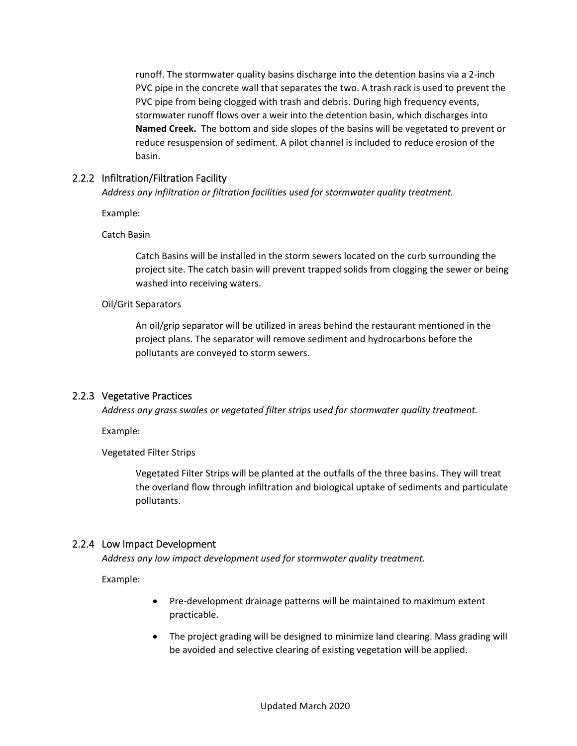runoff. The stormwater quality basins discharge into the detention basins via a 2-inch PVC pipe in the concrete wall that separates the two. A trash rack is used to prevent the PVC pipe from being clogged with trash and debris. During high frequency events, stormwater runoff flows over a weir into the detention basin, which discharges into **Named Creek.** The bottom and side slopes of the basins will be vegetated to prevent or reduce resuspension of sediment. A pilot channel is included to reduce erosion of the basin.

### 2.2.2 Infiltration/Filtration Facility

*Address any infiltration or filtration facilities used for stormwater quality treatment.*

Example:

Catch Basin

Catch Basins will be installed in the storm sewers located on the curb surrounding the project site. The catch basin will prevent trapped solids from clogging the sewer or being washed into receiving waters.

Oil/Grit Separators

An oil/grip separator will be utilized in areas behind the restaurant mentioned in the project plans. The separator will remove sediment and hydrocarbons before the pollutants are conveyed to storm sewers.

### 2.2.3 Vegetative Practices

*Address any grass swales or vegetated filter strips used for stormwater quality treatment.*

Example:

Vegetated Filter Strips

Vegetated Filter Strips will be planted at the outfalls of the three basins. They will treat the overland flow through infiltration and biological uptake of sediments and particulate pollutants.

### 2.2.4 Low Impact Development

*Address any low impact development used for stormwater quality treatment.*

Example:

- Pre-development drainage patterns will be maintained to maximum extent practicable.
- The project grading will be designed to minimize land clearing. Mass grading will be avoided and selective clearing of existing vegetation will be applied.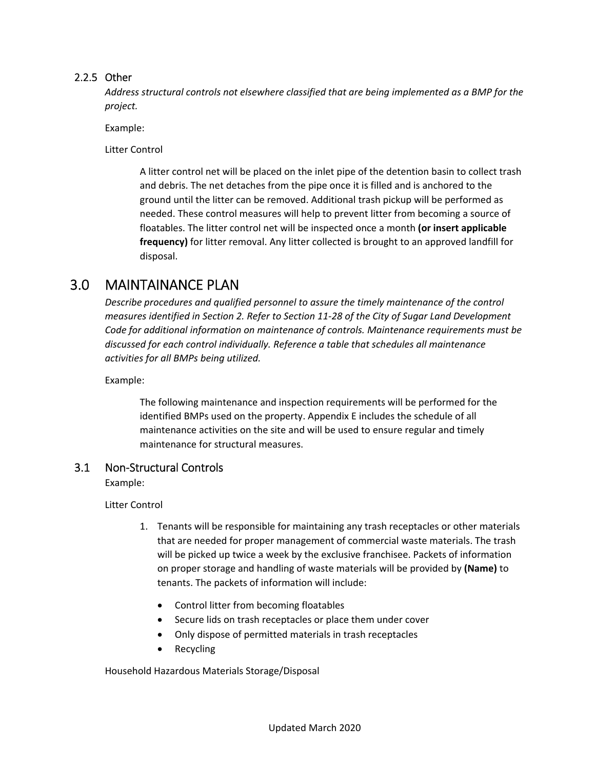### 2.2.5 Other

*Address structural controls not elsewhere classified that are being implemented as a BMP for the project.*

Example:

Litter Control

> A litter control net will be placed on the inlet pipe of the detention basin to collect trash and debris. The net detaches from the pipe once it is filled and is anchored to the ground until the litter can be removed. Additional trash pickup will be performed as needed. These control measures will help to prevent litter from becoming a source of floatables. The litter control net will be inspected once a month **(or insert applicable frequency)** for litter removal. Any litter collected is brought to an approved landfill for disposal.

# 3.0 MAINTAINANCE PLAN

*Describe procedures and qualified personnel to assure the timely maintenance of the control measures identified in Section 2. Refer to Section 11-28 of the City of Sugar Land Development Code for additional information on maintenance of controls. Maintenance requirements must be discussed for each control individually. Reference a table that schedules all maintenance activities for all BMPs being utilized.*

Example:

> The following maintenance and inspection requirements will be performed for the identified BMPs used on the property. Appendix E includes the schedule of all maintenance activities on the site and will be used to ensure regular and timely maintenance for structural measures.

## 3.1 Non-Structural Controls

Example:

Litter Control

1. Tenants will be responsible for maintaining any trash receptacles or other materials that are needed for proper management of commercial waste materials. The trash will be picked up twice a week by the exclusive franchisee. Packets of information on proper storage and handling of waste materials will be provided by **(Name)** to tenants. The packets of information will include:
   - Control litter from becoming floatables
   - Secure lids on trash receptacles or place them under cover
   - Only dispose of permitted materials in trash receptacles
   - Recycling

Household Hazardous Materials Storage/Disposal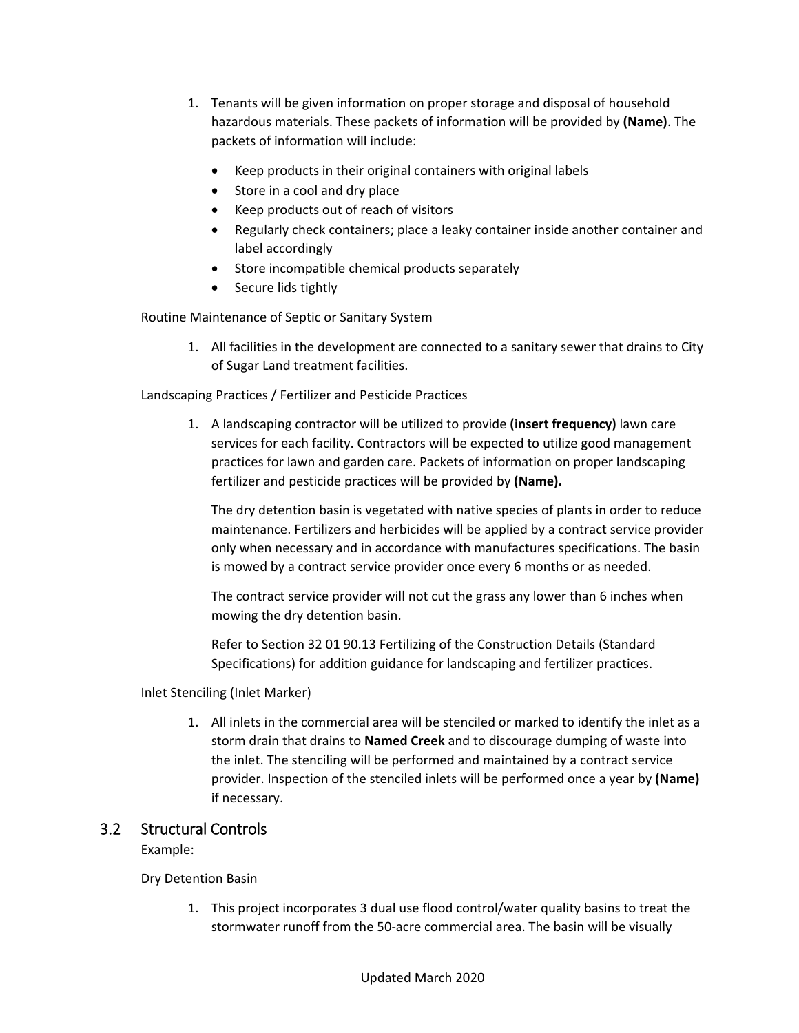1. Tenants will be given information on proper storage and disposal of household hazardous materials. These packets of information will be provided by **(Name)**. The packets of information will include:
   - Keep products in their original containers with original labels
   - Store in a cool and dry place
   - Keep products out of reach of visitors
   - Regularly check containers; place a leaky container inside another container and label accordingly
   - Store incompatible chemical products separately
   - Secure lids tightly

Routine Maintenance of Septic or Sanitary System

1. All facilities in the development are connected to a sanitary sewer that drains to City of Sugar Land treatment facilities.

Landscaping Practices / Fertilizer and Pesticide Practices

1. A landscaping contractor will be utilized to provide **(insert frequency)** lawn care services for each facility. Contractors will be expected to utilize good management practices for lawn and garden care. Packets of information on proper landscaping fertilizer and pesticide practices will be provided by **(Name).**

   The dry detention basin is vegetated with native species of plants in order to reduce maintenance. Fertilizers and herbicides will be applied by a contract service provider only when necessary and in accordance with manufactures specifications. The basin is mowed by a contract service provider once every 6 months or as needed.

   The contract service provider will not cut the grass any lower than 6 inches when mowing the dry detention basin.

   Refer to Section 32 01 90.13 Fertilizing of the Construction Details (Standard Specifications) for addition guidance for landscaping and fertilizer practices.

Inlet Stenciling (Inlet Marker)

1. All inlets in the commercial area will be stenciled or marked to identify the inlet as a storm drain that drains to **Named Creek** and to discourage dumping of waste into the inlet. The stenciling will be performed and maintained by a contract service provider. Inspection of the stenciled inlets will be performed once a year by **(Name)** if necessary.

## 3.2 Structural Controls

Example:

Dry Detention Basin

1. This project incorporates 3 dual use flood control/water quality basins to treat the stormwater runoff from the 50-acre commercial area. The basin will be visually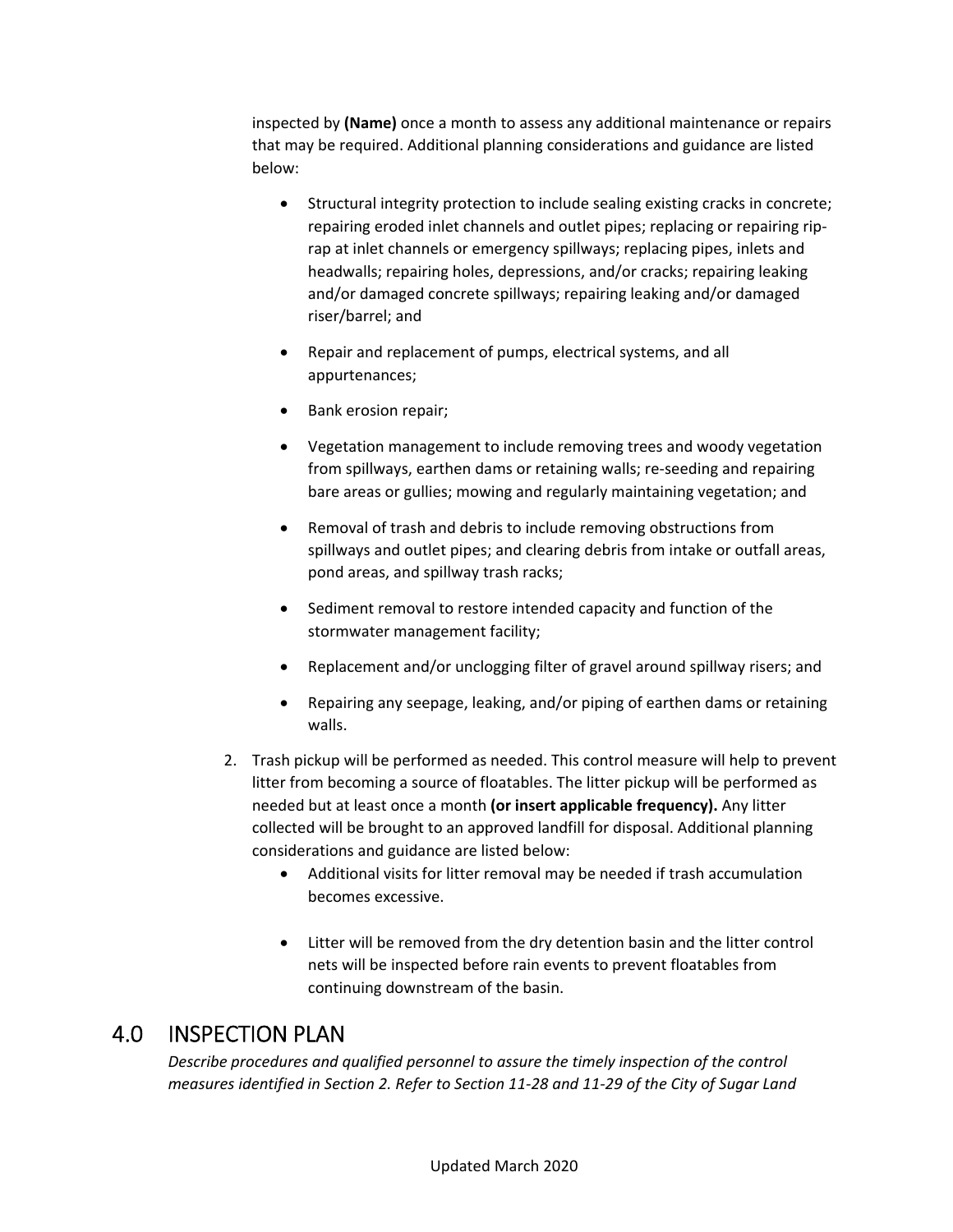inspected by **(Name)** once a month to assess any additional maintenance or repairs that may be required. Additional planning considerations and guidance are listed below:

- Structural integrity protection to include sealing existing cracks in concrete; repairing eroded inlet channels and outlet pipes; replacing or repairing rip-rap at inlet channels or emergency spillways; replacing pipes, inlets and headwalls; repairing holes, depressions, and/or cracks; repairing leaking and/or damaged concrete spillways; repairing leaking and/or damaged riser/barrel; and
- Repair and replacement of pumps, electrical systems, and all appurtenances;
- Bank erosion repair;
- Vegetation management to include removing trees and woody vegetation from spillways, earthen dams or retaining walls; re-seeding and repairing bare areas or gullies; mowing and regularly maintaining vegetation; and
- Removal of trash and debris to include removing obstructions from spillways and outlet pipes; and clearing debris from intake or outfall areas, pond areas, and spillway trash racks;
- Sediment removal to restore intended capacity and function of the stormwater management facility;
- Replacement and/or unclogging filter of gravel around spillway risers; and
- Repairing any seepage, leaking, and/or piping of earthen dams or retaining walls.

2. Trash pickup will be performed as needed. This control measure will help to prevent litter from becoming a source of floatables. The litter pickup will be performed as needed but at least once a month **(or insert applicable frequency).** Any litter collected will be brought to an approved landfill for disposal. Additional planning considerations and guidance are listed below:
   - Additional visits for litter removal may be needed if trash accumulation becomes excessive.
   - Litter will be removed from the dry detention basin and the litter control nets will be inspected before rain events to prevent floatables from continuing downstream of the basin.

## 4.0 INSPECTION PLAN

*Describe procedures and qualified personnel to assure the timely inspection of the control measures identified in Section 2. Refer to Section 11-28 and 11-29 of the City of Sugar Land*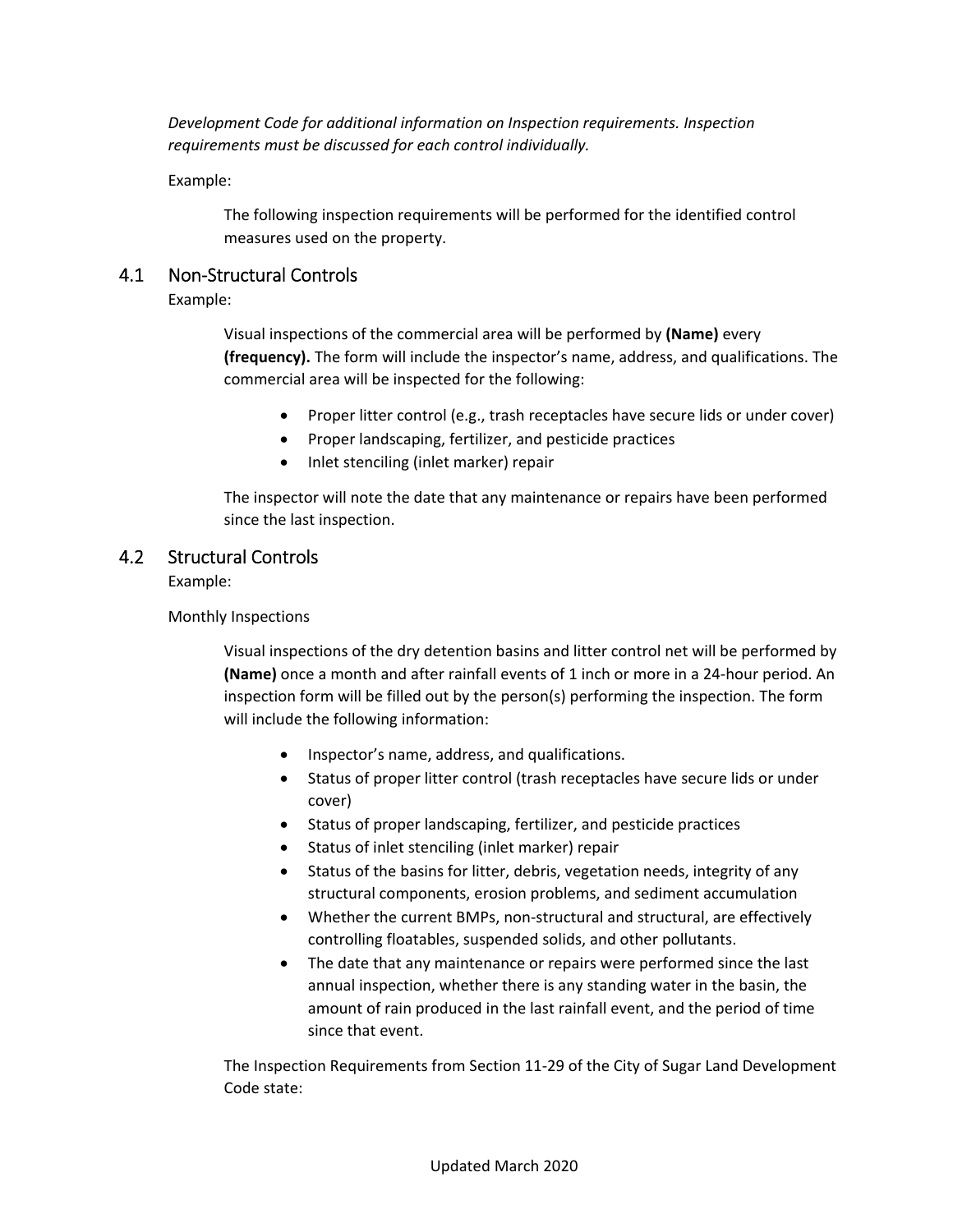*Development Code for additional information on Inspection requirements. Inspection requirements must be discussed for each control individually.*

Example:

> The following inspection requirements will be performed for the identified control measures used on the property.

## 4.1 Non-Structural Controls

Example:

> Visual inspections of the commercial area will be performed by **(Name)** every **(frequency).** The form will include the inspector's name, address, and qualifications. The commercial area will be inspected for the following:
>
> - Proper litter control (e.g., trash receptacles have secure lids or under cover)
> - Proper landscaping, fertilizer, and pesticide practices
> - Inlet stenciling (inlet marker) repair
>
> The inspector will note the date that any maintenance or repairs have been performed since the last inspection.

## 4.2 Structural Controls

Example:

Monthly Inspections

> Visual inspections of the dry detention basins and litter control net will be performed by **(Name)** once a month and after rainfall events of 1 inch or more in a 24-hour period. An inspection form will be filled out by the person(s) performing the inspection. The form will include the following information:
>
> - Inspector's name, address, and qualifications.
> - Status of proper litter control (trash receptacles have secure lids or under cover)
> - Status of proper landscaping, fertilizer, and pesticide practices
> - Status of inlet stenciling (inlet marker) repair
> - Status of the basins for litter, debris, vegetation needs, integrity of any structural components, erosion problems, and sediment accumulation
> - Whether the current BMPs, non-structural and structural, are effectively controlling floatables, suspended solids, and other pollutants.
> - The date that any maintenance or repairs were performed since the last annual inspection, whether there is any standing water in the basin, the amount of rain produced in the last rainfall event, and the period of time since that event.
>
> The Inspection Requirements from Section 11-29 of the City of Sugar Land Development Code state: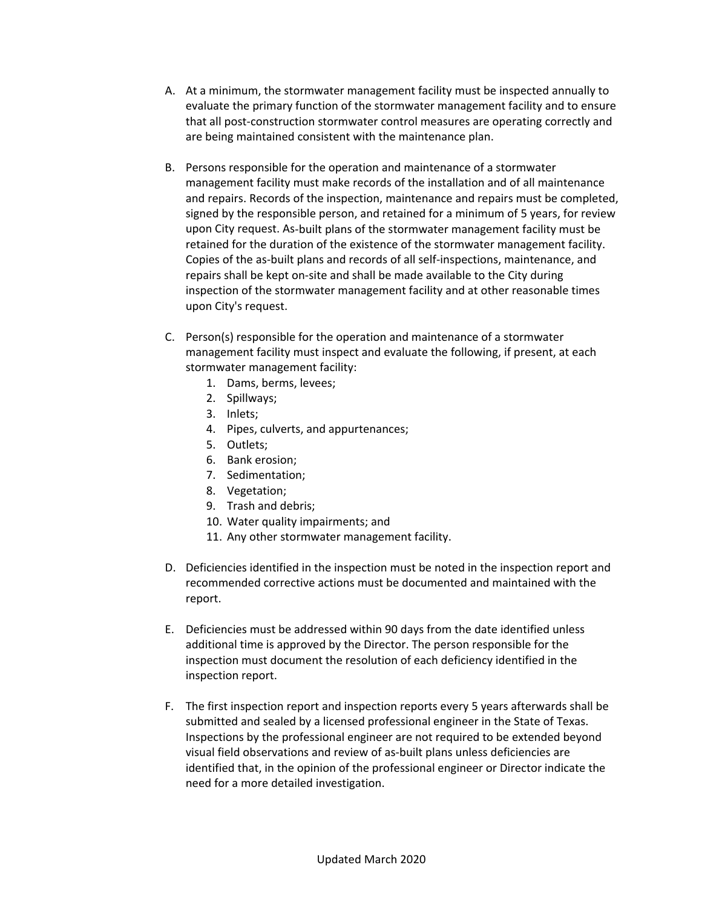A. At a minimum, the stormwater management facility must be inspected annually to evaluate the primary function of the stormwater management facility and to ensure that all post-construction stormwater control measures are operating correctly and are being maintained consistent with the maintenance plan.

B. Persons responsible for the operation and maintenance of a stormwater management facility must make records of the installation and of all maintenance and repairs. Records of the inspection, maintenance and repairs must be completed, signed by the responsible person, and retained for a minimum of 5 years, for review upon City request. As-built plans of the stormwater management facility must be retained for the duration of the existence of the stormwater management facility. Copies of the as-built plans and records of all self-inspections, maintenance, and repairs shall be kept on-site and shall be made available to the City during inspection of the stormwater management facility and at other reasonable times upon City's request.

C. Person(s) responsible for the operation and maintenance of a stormwater management facility must inspect and evaluate the following, if present, at each stormwater management facility:
   1. Dams, berms, levees;
   2. Spillways;
   3. Inlets;
   4. Pipes, culverts, and appurtenances;
   5. Outlets;
   6. Bank erosion;
   7. Sedimentation;
   8. Vegetation;
   9. Trash and debris;
   10. Water quality impairments; and
   11. Any other stormwater management facility.

D. Deficiencies identified in the inspection must be noted in the inspection report and recommended corrective actions must be documented and maintained with the report.

E. Deficiencies must be addressed within 90 days from the date identified unless additional time is approved by the Director. The person responsible for the inspection must document the resolution of each deficiency identified in the inspection report.

F. The first inspection report and inspection reports every 5 years afterwards shall be submitted and sealed by a licensed professional engineer in the State of Texas. Inspections by the professional engineer are not required to be extended beyond visual field observations and review of as-built plans unless deficiencies are identified that, in the opinion of the professional engineer or Director indicate the need for a more detailed investigation.

Updated March 2020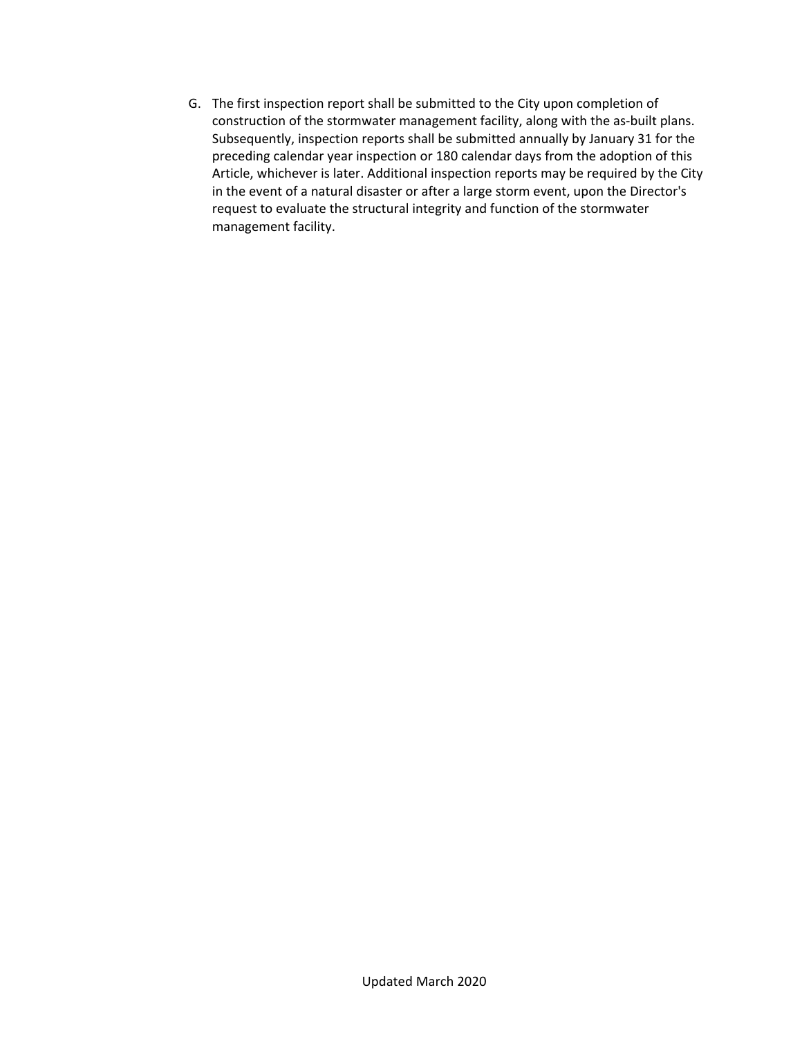G. The first inspection report shall be submitted to the City upon completion of construction of the stormwater management facility, along with the as-built plans. Subsequently, inspection reports shall be submitted annually by January 31 for the preceding calendar year inspection or 180 calendar days from the adoption of this Article, whichever is later. Additional inspection reports may be required by the City in the event of a natural disaster or after a large storm event, upon the Director's request to evaluate the structural integrity and function of the stormwater management facility.